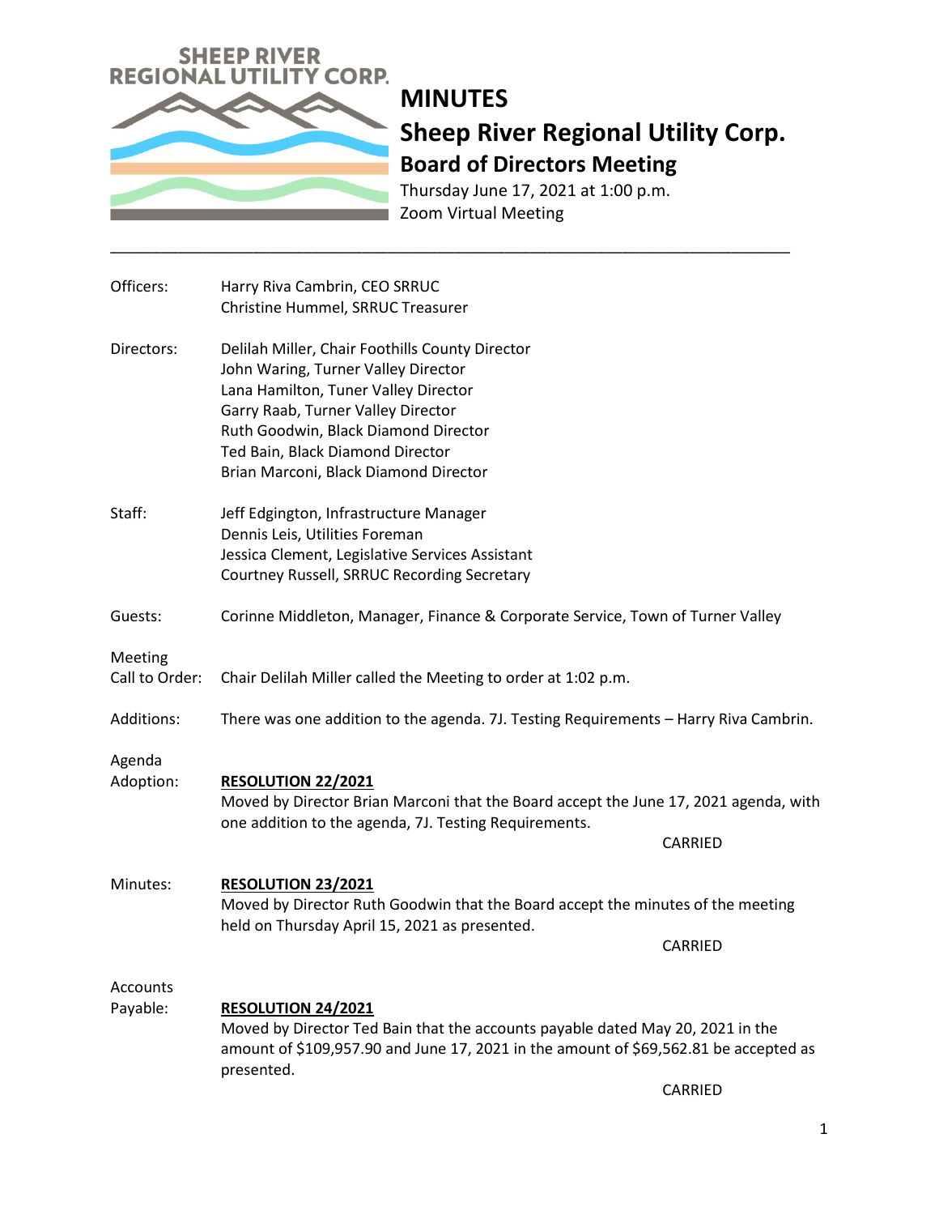SHEEP RIVER REGIONAL UTILITY CORP.

# MINUTES

## Sheep River Regional Utility Corp.

### Board of Directors Meeting

Thursday June 17, 2021 at 1:00 p.m.
Zoom Virtual Meeting

---

**Officers:**
Harry Riva Cambrin, CEO SRRUC
Christine Hummel, SRRUC Treasurer

**Directors:**
Delilah Miller, Chair Foothills County Director
John Waring, Turner Valley Director
Lana Hamilton, Tuner Valley Director
Garry Raab, Turner Valley Director
Ruth Goodwin, Black Diamond Director
Ted Bain, Black Diamond Director
Brian Marconi, Black Diamond Director

**Staff:**
Jeff Edgington, Infrastructure Manager
Dennis Leis, Utilities Foreman
Jessica Clement, Legislative Services Assistant
Courtney Russell, SRRUC Recording Secretary

**Guests:**
Corinne Middleton, Manager, Finance & Corporate Service, Town of Turner Valley

**Meeting Call to Order:**
Chair Delilah Miller called the Meeting to order at 1:02 p.m.

**Additions:**
There was one addition to the agenda. 7J. Testing Requirements – Harry Riva Cambrin.

**Agenda Adoption:**

**RESOLUTION 22/2021**
Moved by Director Brian Marconi that the Board accept the June 17, 2021 agenda, with one addition to the agenda, 7J. Testing Requirements.

CARRIED

**Minutes:**

**RESOLUTION 23/2021**
Moved by Director Ruth Goodwin that the Board accept the minutes of the meeting held on Thursday April 15, 2021 as presented.

CARRIED

**Accounts Payable:**

**RESOLUTION 24/2021**
Moved by Director Ted Bain that the accounts payable dated May 20, 2021 in the amount of $109,957.90 and June 17, 2021 in the amount of $69,562.81 be accepted as presented.

CARRIED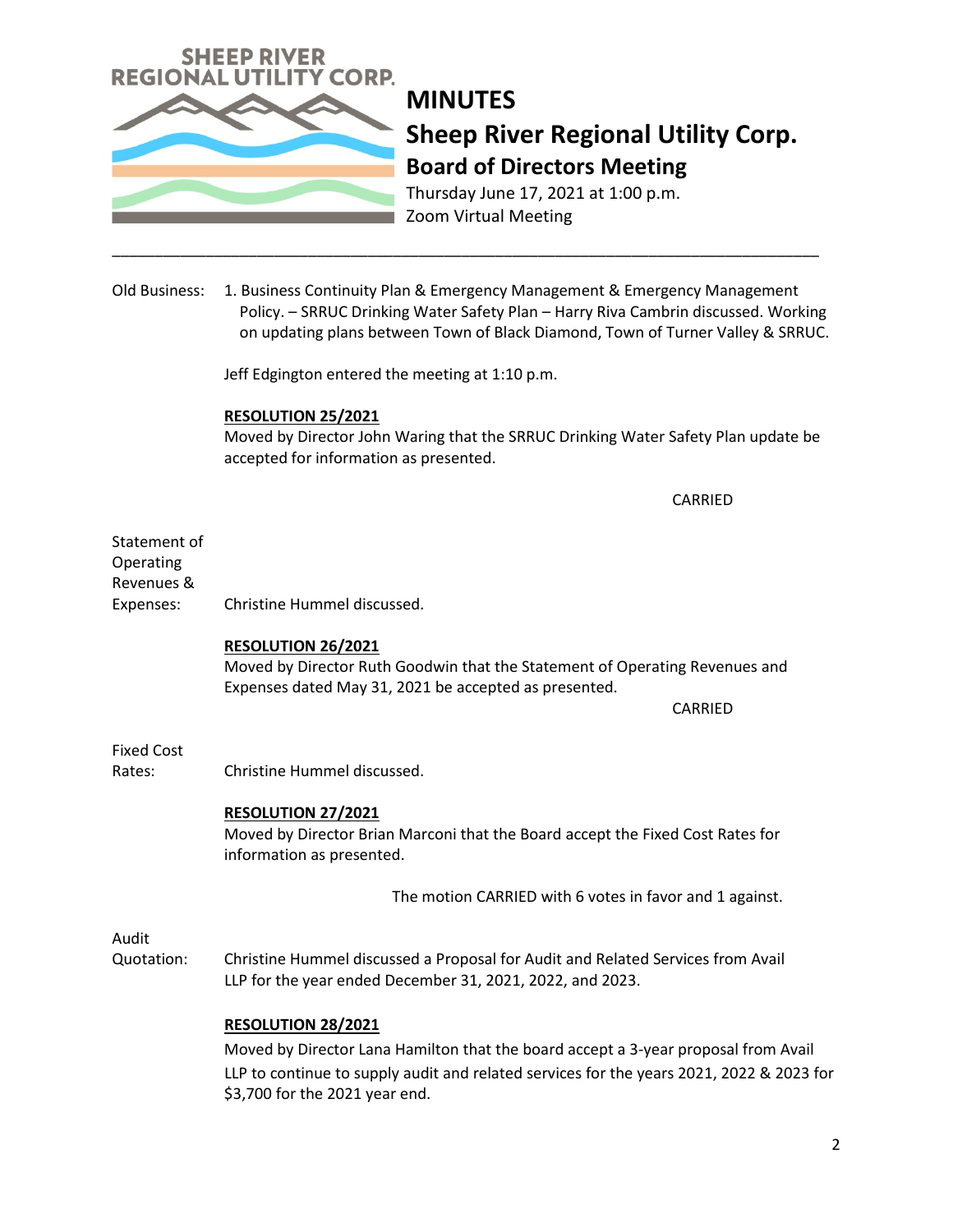SHEEP RIVER REGIONAL UTILITY CORP.

# MINUTES

## Sheep River Regional Utility Corp.

### Board of Directors Meeting

Thursday June 17, 2021 at 1:00 p.m.
Zoom Virtual Meeting

---

Old Business: 1. Business Continuity Plan & Emergency Management & Emergency Management Policy. – SRRUC Drinking Water Safety Plan – Harry Riva Cambrin discussed. Working on updating plans between Town of Black Diamond, Town of Turner Valley & SRRUC.

Jeff Edgington entered the meeting at 1:10 p.m.

**RESOLUTION 25/2021**
Moved by Director John Waring that the SRRUC Drinking Water Safety Plan update be accepted for information as presented.

CARRIED

Statement of Operating Revenues & Expenses: Christine Hummel discussed.

**RESOLUTION 26/2021**
Moved by Director Ruth Goodwin that the Statement of Operating Revenues and Expenses dated May 31, 2021 be accepted as presented.

CARRIED

Fixed Cost Rates: Christine Hummel discussed.

**RESOLUTION 27/2021**
Moved by Director Brian Marconi that the Board accept the Fixed Cost Rates for information as presented.

The motion CARRIED with 6 votes in favor and 1 against.

Audit Quotation: Christine Hummel discussed a Proposal for Audit and Related Services from Avail LLP for the year ended December 31, 2021, 2022, and 2023.

**RESOLUTION 28/2021**
Moved by Director Lana Hamilton that the board accept a 3-year proposal from Avail LLP to continue to supply audit and related services for the years 2021, 2022 & 2023 for $3,700 for the 2021 year end.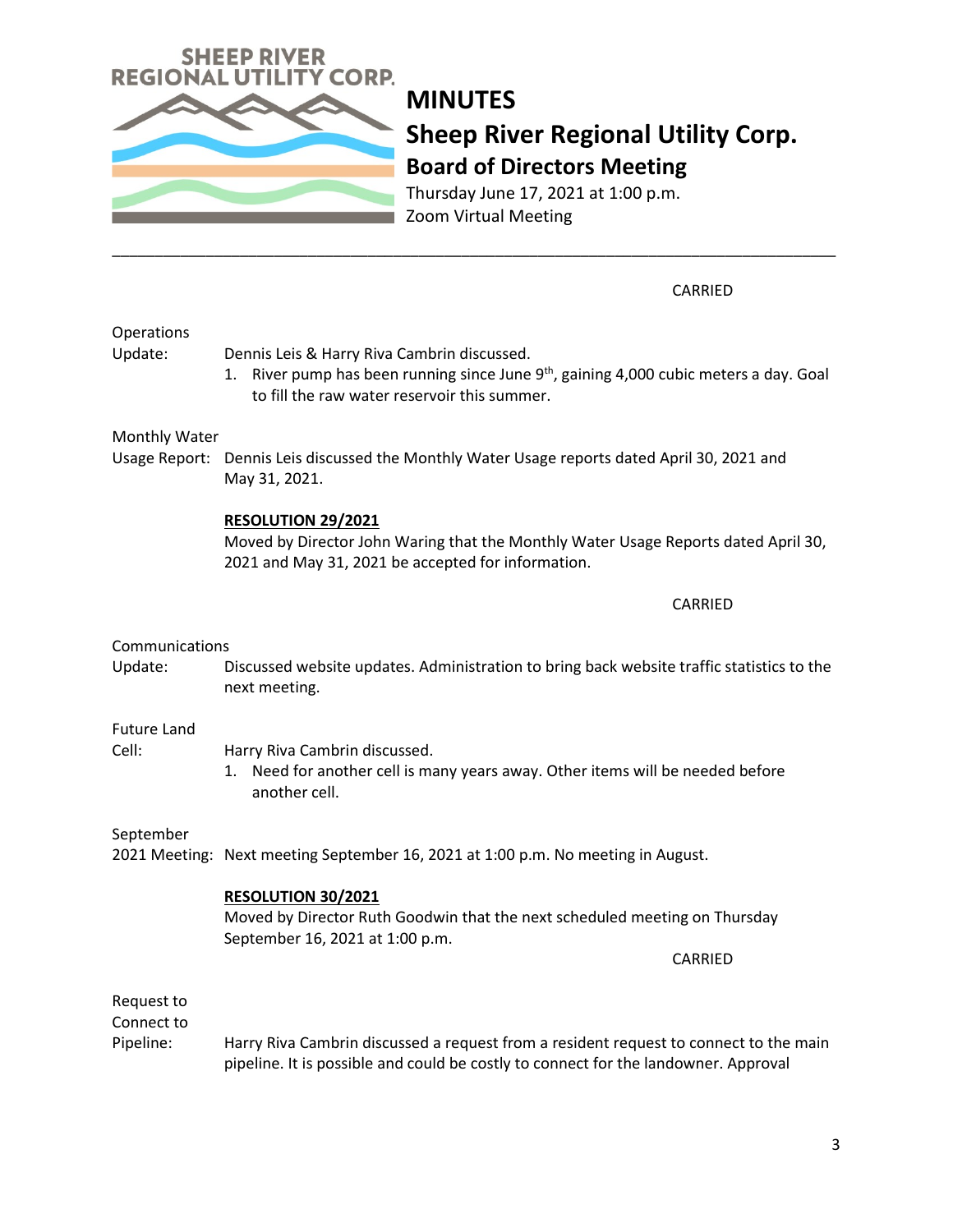# MINUTES

## Sheep River Regional Utility Corp.

### Board of Directors Meeting

Thursday June 17, 2021 at 1:00 p.m.
Zoom Virtual Meeting

---

CARRIED

**Operations Update:** Dennis Leis & Harry Riva Cambrin discussed.

1. River pump has been running since June 9th, gaining 4,000 cubic meters a day. Goal to fill the raw water reservoir this summer.

**Monthly Water Usage Report:** Dennis Leis discussed the Monthly Water Usage reports dated April 30, 2021 and May 31, 2021.

**RESOLUTION 29/2021**
Moved by Director John Waring that the Monthly Water Usage Reports dated April 30, 2021 and May 31, 2021 be accepted for information.

CARRIED

**Communications Update:** Discussed website updates. Administration to bring back website traffic statistics to the next meeting.

**Future Land Cell:** Harry Riva Cambrin discussed.

1. Need for another cell is many years away. Other items will be needed before another cell.

**September 2021 Meeting:** Next meeting September 16, 2021 at 1:00 p.m. No meeting in August.

**RESOLUTION 30/2021**
Moved by Director Ruth Goodwin that the next scheduled meeting on Thursday September 16, 2021 at 1:00 p.m.

CARRIED

**Request to Connect to Pipeline:** Harry Riva Cambrin discussed a request from a resident request to connect to the main pipeline. It is possible and could be costly to connect for the landowner. Approval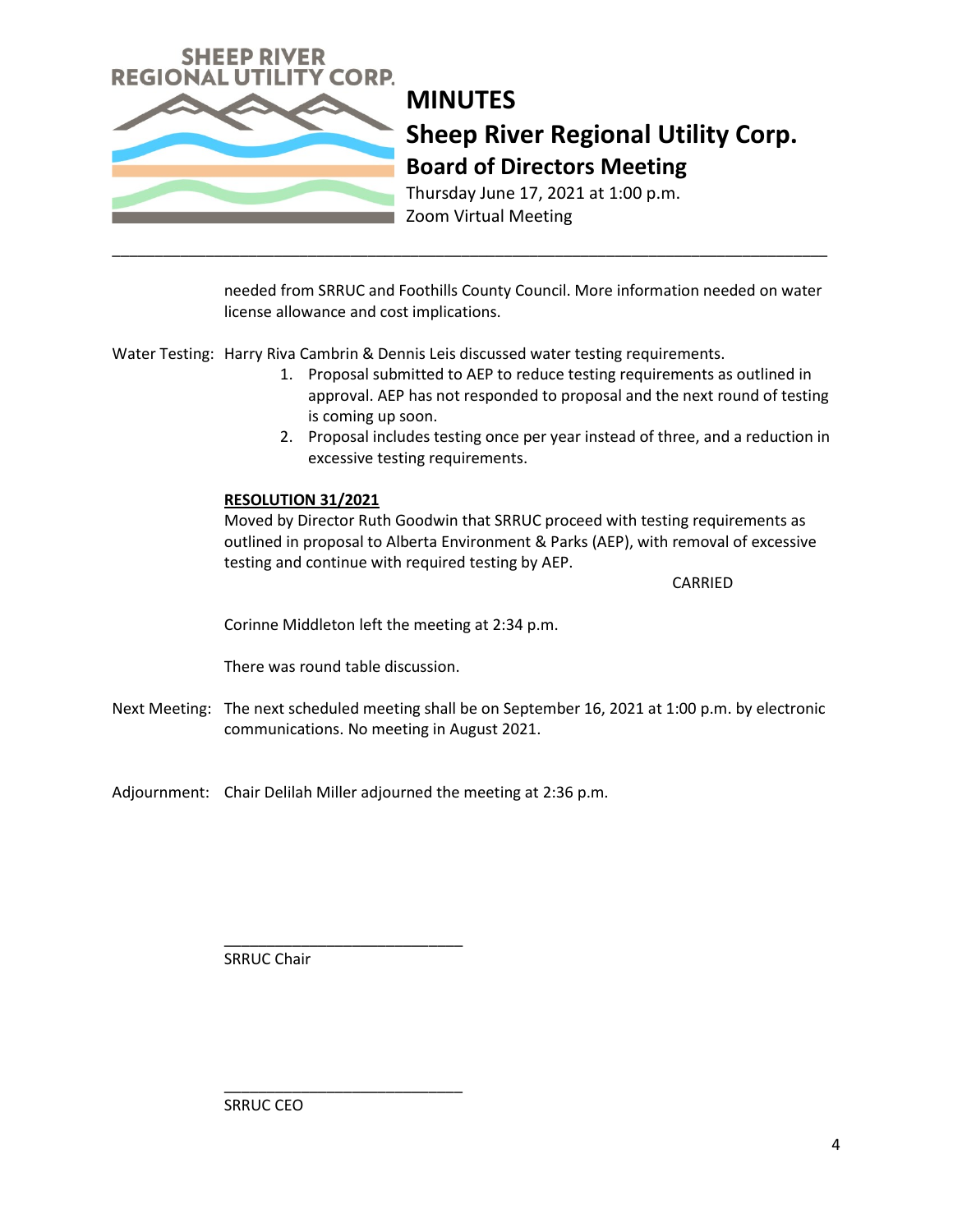# MINUTES

## Sheep River Regional Utility Corp.

### Board of Directors Meeting

Thursday June 17, 2021 at 1:00 p.m.
Zoom Virtual Meeting

---

needed from SRRUC and Foothills County Council. More information needed on water license allowance and cost implications.

Water Testing: Harry Riva Cambrin & Dennis Leis discussed water testing requirements.

1. Proposal submitted to AEP to reduce testing requirements as outlined in approval. AEP has not responded to proposal and the next round of testing is coming up soon.
2. Proposal includes testing once per year instead of three, and a reduction in excessive testing requirements.

**RESOLUTION 31/2021**

Moved by Director Ruth Goodwin that SRRUC proceed with testing requirements as outlined in proposal to Alberta Environment & Parks (AEP), with removal of excessive testing and continue with required testing by AEP.

CARRIED

Corinne Middleton left the meeting at 2:34 p.m.

There was round table discussion.

Next Meeting: The next scheduled meeting shall be on September 16, 2021 at 1:00 p.m. by electronic communications. No meeting in August 2021.

Adjournment: Chair Delilah Miller adjourned the meeting at 2:36 p.m.

____________________________
SRRUC Chair

____________________________
SRRUC CEO